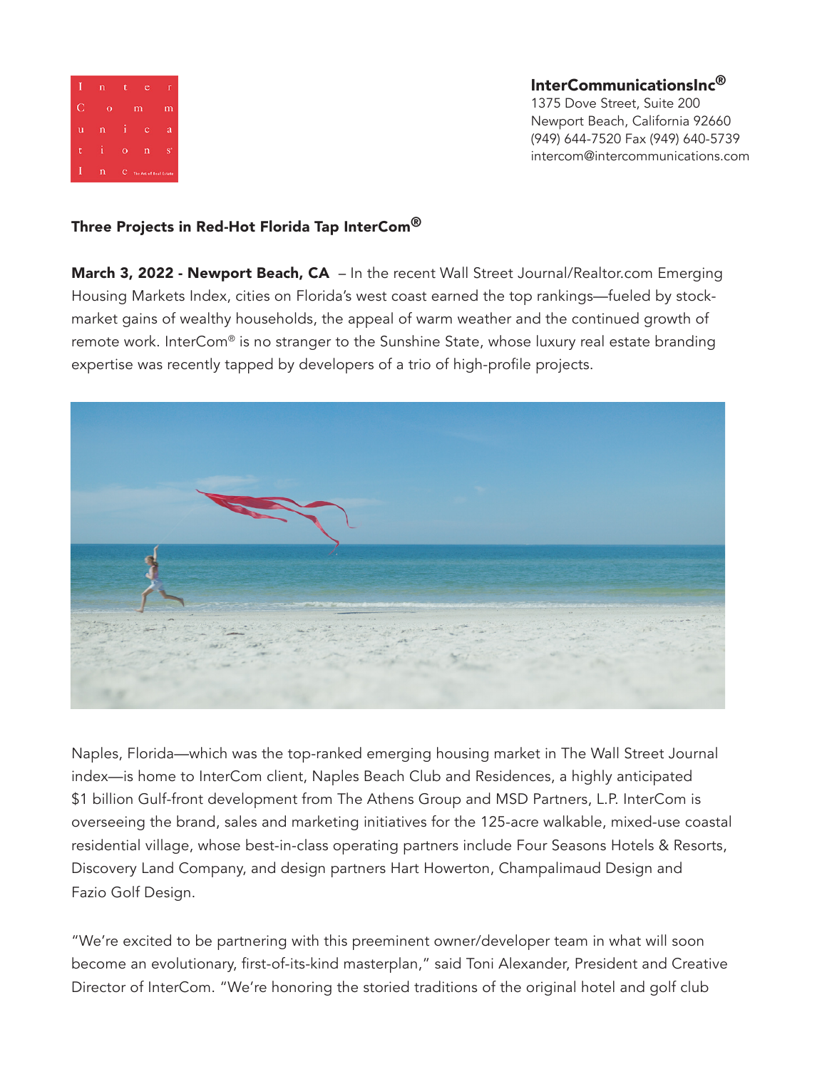**InterCommunicationsInc®**
1375 Dove Street, Suite 200
Newport Beach, California 92660
(949) 644-7520 Fax (949) 640-5739
intercom@intercommunications.com

## Three Projects in Red-Hot Florida Tap InterCom®

**March 3, 2022 - Newport Beach, CA** – In the recent Wall Street Journal/Realtor.com Emerging Housing Markets Index, cities on Florida's west coast earned the top rankings—fueled by stock-market gains of wealthy households, the appeal of warm weather and the continued growth of remote work. InterCom® is no stranger to the Sunshine State, whose luxury real estate branding expertise was recently tapped by developers of a trio of high-profile projects.

Naples, Florida—which was the top-ranked emerging housing market in The Wall Street Journal index—is home to InterCom client, Naples Beach Club and Residences, a highly anticipated $1 billion Gulf-front development from The Athens Group and MSD Partners, L.P. InterCom is overseeing the brand, sales and marketing initiatives for the 125-acre walkable, mixed-use coastal residential village, whose best-in-class operating partners include Four Seasons Hotels & Resorts, Discovery Land Company, and design partners Hart Howerton, Champalimaud Design and Fazio Golf Design.

"We're excited to be partnering with this preeminent owner/developer team in what will soon become an evolutionary, first-of-its-kind masterplan," said Toni Alexander, President and Creative Director of InterCom. "We're honoring the storied traditions of the original hotel and golf club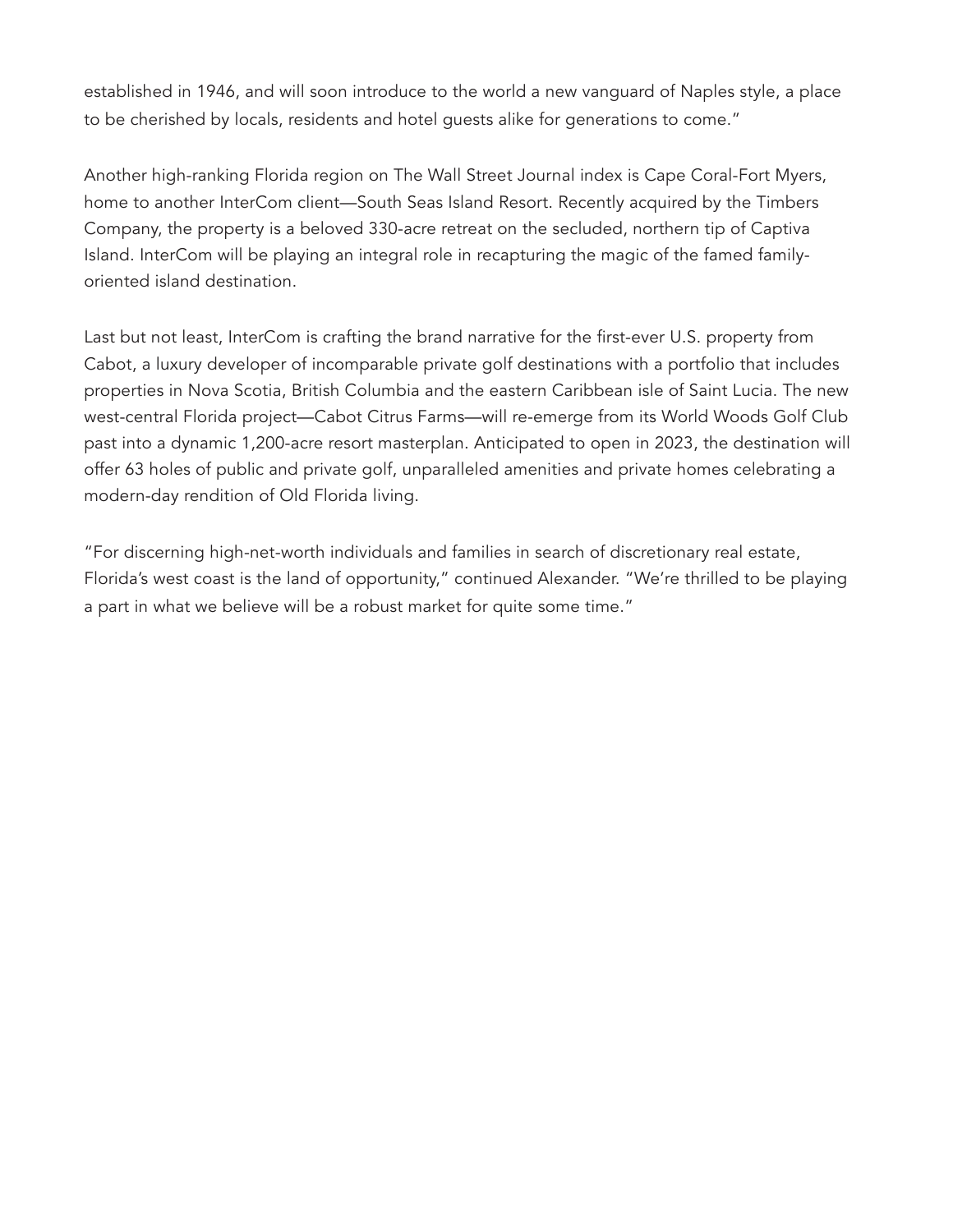established in 1946, and will soon introduce to the world a new vanguard of Naples style, a place to be cherished by locals, residents and hotel guests alike for generations to come."

Another high-ranking Florida region on The Wall Street Journal index is Cape Coral-Fort Myers, home to another InterCom client—South Seas Island Resort. Recently acquired by the Timbers Company, the property is a beloved 330-acre retreat on the secluded, northern tip of Captiva Island. InterCom will be playing an integral role in recapturing the magic of the famed family-oriented island destination.

Last but not least, InterCom is crafting the brand narrative for the first-ever U.S. property from Cabot, a luxury developer of incomparable private golf destinations with a portfolio that includes properties in Nova Scotia, British Columbia and the eastern Caribbean isle of Saint Lucia. The new west-central Florida project—Cabot Citrus Farms—will re-emerge from its World Woods Golf Club past into a dynamic 1,200-acre resort masterplan. Anticipated to open in 2023, the destination will offer 63 holes of public and private golf, unparalleled amenities and private homes celebrating a modern-day rendition of Old Florida living.

"For discerning high-net-worth individuals and families in search of discretionary real estate, Florida's west coast is the land of opportunity," continued Alexander. "We're thrilled to be playing a part in what we believe will be a robust market for quite some time."